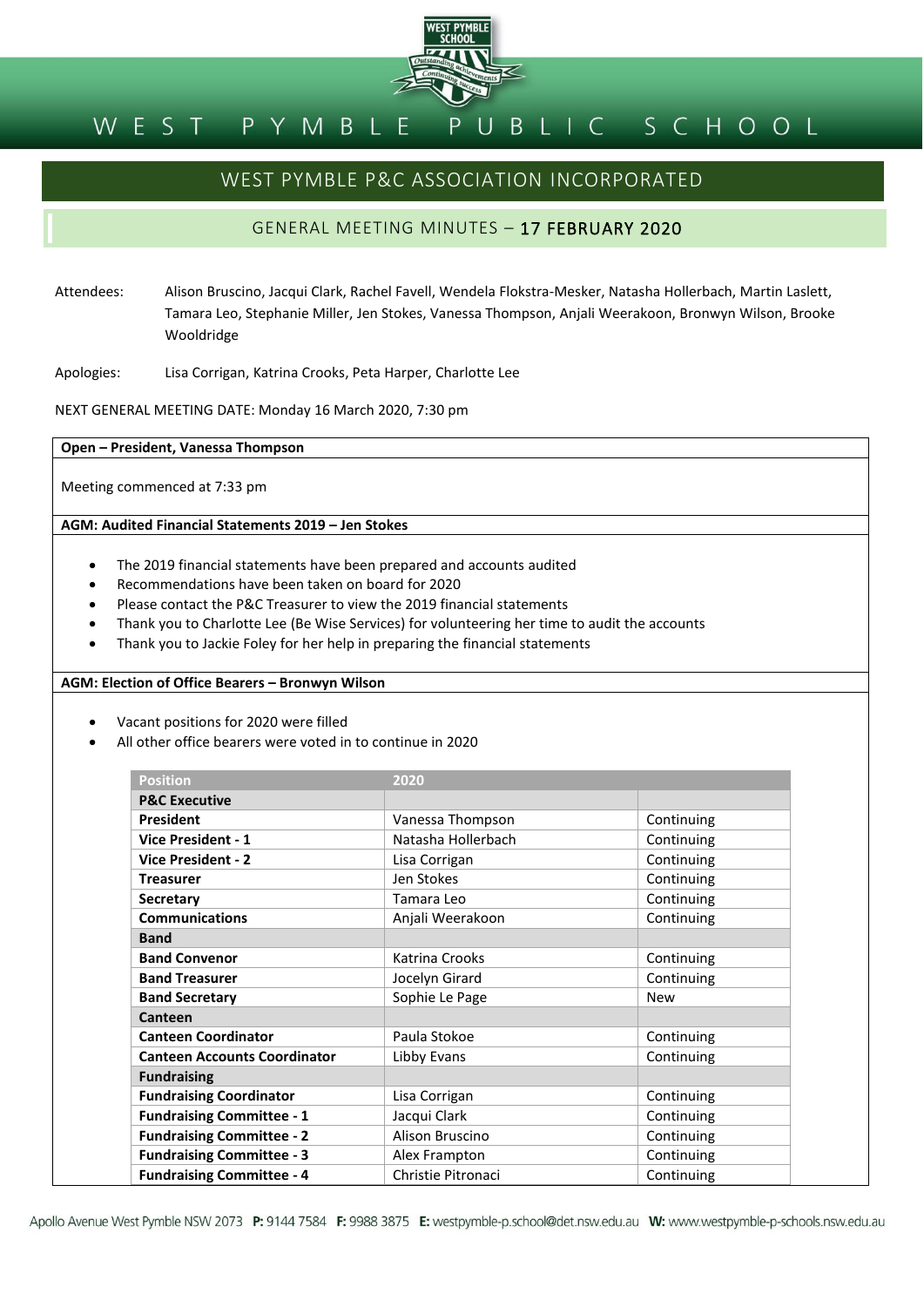# WEST PYMBLE PUBLIC SCHOOL

## WEST PYMBLE P&C ASSOCIATION INCORPORATED

### GENERAL MEETING MINUTES – 17 FEBRUARY 2020

Attendees: Alison Bruscino, Jacqui Clark, Rachel Favell, Wendela Flokstra-Mesker, Natasha Hollerbach, Martin Laslett, Tamara Leo, Stephanie Miller, Jen Stokes, Vanessa Thompson, Anjali Weerakoon, Bronwyn Wilson, Brooke Wooldridge

Apologies: Lisa Corrigan, Katrina Crooks, Peta Harper, Charlotte Lee

NEXT GENERAL MEETING DATE: Monday 16 March 2020, 7:30 pm

**Open – President, Vanessa Thompson**

Meeting commenced at 7:33 pm

**AGM: Audited Financial Statements 2019 – Jen Stokes**

- The 2019 financial statements have been prepared and accounts audited
- Recommendations have been taken on board for 2020
- Please contact the P&C Treasurer to view the 2019 financial statements
- Thank you to Charlotte Lee (Be Wise Services) for volunteering her time to audit the accounts
- Thank you to Jackie Foley for her help in preparing the financial statements

**AGM: Election of Office Bearers – Bronwyn Wilson**

- Vacant positions for 2020 were filled
- All other office bearers were voted in to continue in 2020

| Position | 2020 | |
|---|---|---|
| **P&C Executive** | | |
| **President** | Vanessa Thompson | Continuing |
| **Vice President - 1** | Natasha Hollerbach | Continuing |
| **Vice President - 2** | Lisa Corrigan | Continuing |
| **Treasurer** | Jen Stokes | Continuing |
| **Secretary** | Tamara Leo | Continuing |
| **Communications** | Anjali Weerakoon | Continuing |
| **Band** | | |
| **Band Convenor** | Katrina Crooks | Continuing |
| **Band Treasurer** | Jocelyn Girard | Continuing |
| **Band Secretary** | Sophie Le Page | New |
| **Canteen** | | |
| **Canteen Coordinator** | Paula Stokoe | Continuing |
| **Canteen Accounts Coordinator** | Libby Evans | Continuing |
| **Fundraising** | | |
| **Fundraising Coordinator** | Lisa Corrigan | Continuing |
| **Fundraising Committee - 1** | Jacqui Clark | Continuing |
| **Fundraising Committee - 2** | Alison Bruscino | Continuing |
| **Fundraising Committee - 3** | Alex Frampton | Continuing |
| **Fundraising Committee - 4** | Christie Pitronaci | Continuing |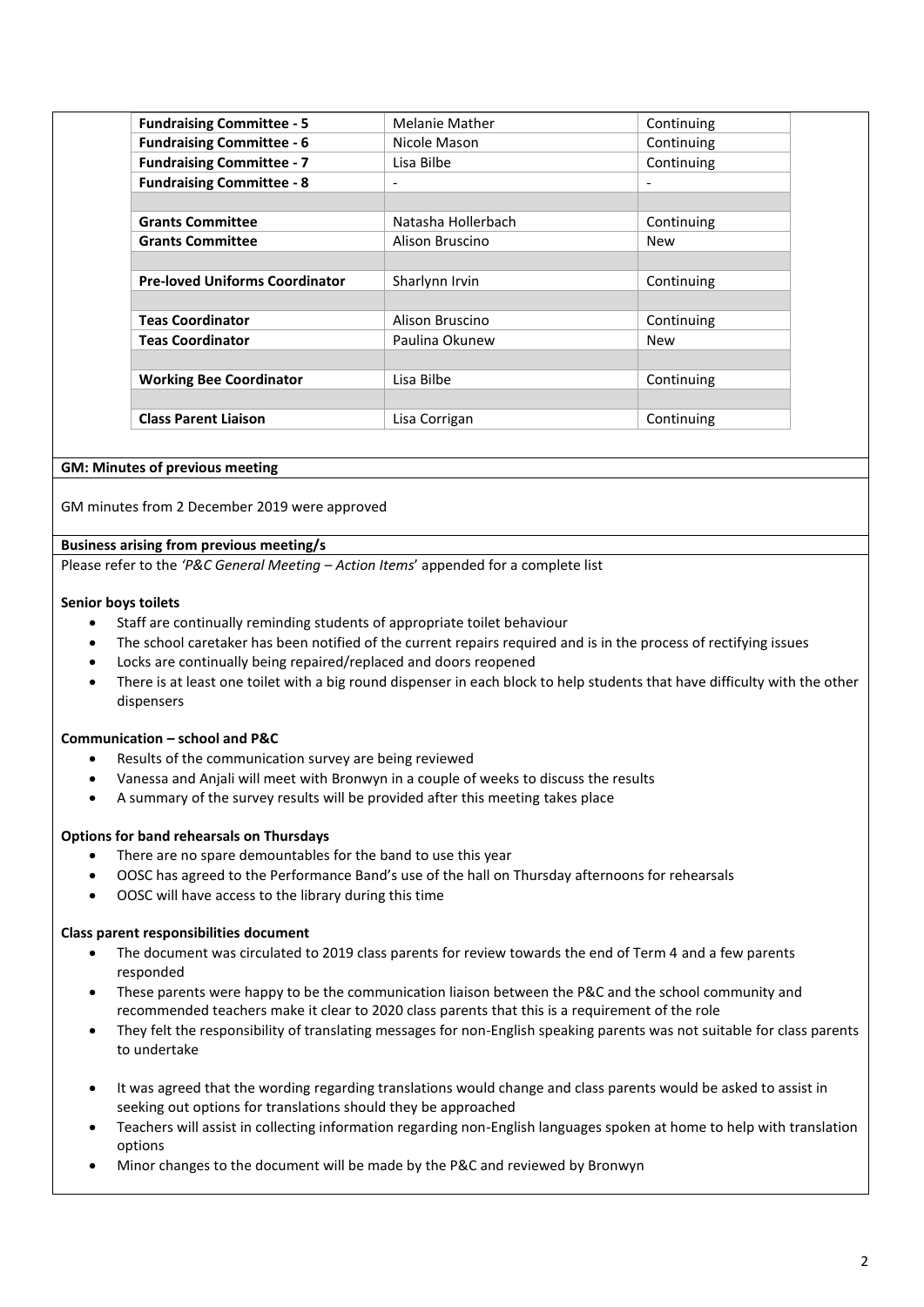| | | |
|---|---|---|
| **Fundraising Committee - 5** | Melanie Mather | Continuing |
| **Fundraising Committee - 6** | Nicole Mason | Continuing |
| **Fundraising Committee - 7** | Lisa Bilbe | Continuing |
| **Fundraising Committee - 8** | - | - |
| | | |
| **Grants Committee** | Natasha Hollerbach | Continuing |
| **Grants Committee** | Alison Bruscino | New |
| | | |
| **Pre-loved Uniforms Coordinator** | Sharlynn Irvin | Continuing |
| | | |
| **Teas Coordinator** | Alison Bruscino | Continuing |
| **Teas Coordinator** | Paulina Okunew | New |
| | | |
| **Working Bee Coordinator** | Lisa Bilbe | Continuing |
| | | |
| **Class Parent Liaison** | Lisa Corrigan | Continuing |

**GM: Minutes of previous meeting**

GM minutes from 2 December 2019 were approved

**Business arising from previous meeting/s**

Please refer to the *'P&C General Meeting – Action Items*' appended for a complete list

**Senior boys toilets**

- Staff are continually reminding students of appropriate toilet behaviour
- The school caretaker has been notified of the current repairs required and is in the process of rectifying issues
- Locks are continually being repaired/replaced and doors reopened
- There is at least one toilet with a big round dispenser in each block to help students that have difficulty with the other dispensers

**Communication – school and P&C**

- Results of the communication survey are being reviewed
- Vanessa and Anjali will meet with Bronwyn in a couple of weeks to discuss the results
- A summary of the survey results will be provided after this meeting takes place

**Options for band rehearsals on Thursdays**

- There are no spare demountables for the band to use this year
- OOSC has agreed to the Performance Band's use of the hall on Thursday afternoons for rehearsals
- OOSC will have access to the library during this time

**Class parent responsibilities document**

- The document was circulated to 2019 class parents for review towards the end of Term 4 and a few parents responded
- These parents were happy to be the communication liaison between the P&C and the school community and recommended teachers make it clear to 2020 class parents that this is a requirement of the role
- They felt the responsibility of translating messages for non-English speaking parents was not suitable for class parents to undertake
- It was agreed that the wording regarding translations would change and class parents would be asked to assist in seeking out options for translations should they be approached
- Teachers will assist in collecting information regarding non-English languages spoken at home to help with translation options
- Minor changes to the document will be made by the P&C and reviewed by Bronwyn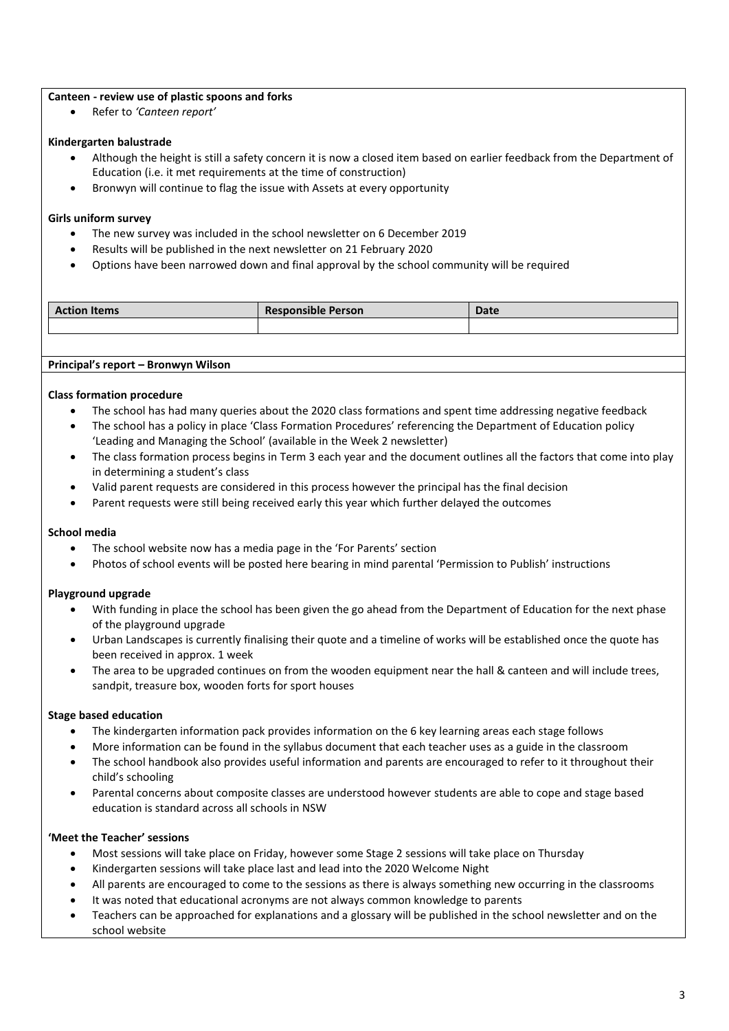**Canteen - review use of plastic spoons and forks**

- Refer to *'Canteen report'*

**Kindergarten balustrade**

- Although the height is still a safety concern it is now a closed item based on earlier feedback from the Department of Education (i.e. it met requirements at the time of construction)
- Bronwyn will continue to flag the issue with Assets at every opportunity

**Girls uniform survey**

- The new survey was included in the school newsletter on 6 December 2019
- Results will be published in the next newsletter on 21 February 2020
- Options have been narrowed down and final approval by the school community will be required

| Action Items | Responsible Person | Date |
|---|---|---|
| | | |

**Principal's report – Bronwyn Wilson**

**Class formation procedure**

- The school has had many queries about the 2020 class formations and spent time addressing negative feedback
- The school has a policy in place 'Class Formation Procedures' referencing the Department of Education policy 'Leading and Managing the School' (available in the Week 2 newsletter)
- The class formation process begins in Term 3 each year and the document outlines all the factors that come into play in determining a student's class
- Valid parent requests are considered in this process however the principal has the final decision
- Parent requests were still being received early this year which further delayed the outcomes

**School media**

- The school website now has a media page in the 'For Parents' section
- Photos of school events will be posted here bearing in mind parental 'Permission to Publish' instructions

**Playground upgrade**

- With funding in place the school has been given the go ahead from the Department of Education for the next phase of the playground upgrade
- Urban Landscapes is currently finalising their quote and a timeline of works will be established once the quote has been received in approx. 1 week
- The area to be upgraded continues on from the wooden equipment near the hall & canteen and will include trees, sandpit, treasure box, wooden forts for sport houses

**Stage based education**

- The kindergarten information pack provides information on the 6 key learning areas each stage follows
- More information can be found in the syllabus document that each teacher uses as a guide in the classroom
- The school handbook also provides useful information and parents are encouraged to refer to it throughout their child's schooling
- Parental concerns about composite classes are understood however students are able to cope and stage based education is standard across all schools in NSW

**'Meet the Teacher' sessions**

- Most sessions will take place on Friday, however some Stage 2 sessions will take place on Thursday
- Kindergarten sessions will take place last and lead into the 2020 Welcome Night
- All parents are encouraged to come to the sessions as there is always something new occurring in the classrooms
- It was noted that educational acronyms are not always common knowledge to parents
- Teachers can be approached for explanations and a glossary will be published in the school newsletter and on the school website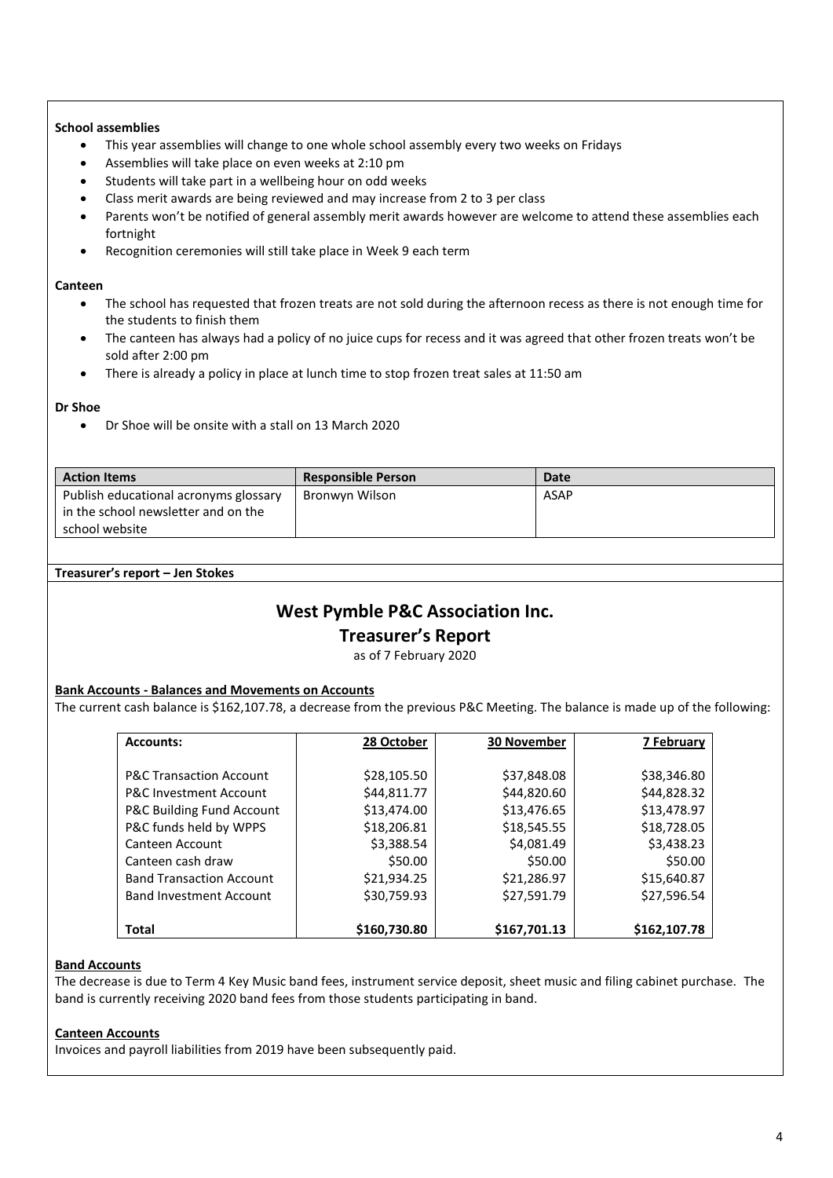**School assemblies**

- This year assemblies will change to one whole school assembly every two weeks on Fridays
- Assemblies will take place on even weeks at 2:10 pm
- Students will take part in a wellbeing hour on odd weeks
- Class merit awards are being reviewed and may increase from 2 to 3 per class
- Parents won't be notified of general assembly merit awards however are welcome to attend these assemblies each fortnight
- Recognition ceremonies will still take place in Week 9 each term

**Canteen**

- The school has requested that frozen treats are not sold during the afternoon recess as there is not enough time for the students to finish them
- The canteen has always had a policy of no juice cups for recess and it was agreed that other frozen treats won't be sold after 2:00 pm
- There is already a policy in place at lunch time to stop frozen treat sales at 11:50 am

**Dr Shoe**

- Dr Shoe will be onsite with a stall on 13 March 2020

| Action Items | Responsible Person | Date |
|---|---|---|
| Publish educational acronyms glossary in the school newsletter and on the school website | Bronwyn Wilson | ASAP |

**Treasurer's report – Jen Stokes**

## West Pymble P&C Association Inc.

## Treasurer's Report

as of 7 February 2020

**Bank Accounts - Balances and Movements on Accounts**

The current cash balance is $162,107.78, a decrease from the previous P&C Meeting. The balance is made up of the following:

| Accounts: | 28 October | 30 November | 7 February |
|---|---|---|---|
| P&C Transaction Account | $28,105.50 | $37,848.08 | $38,346.80 |
| P&C Investment Account | $44,811.77 | $44,820.60 | $44,828.32 |
| P&C Building Fund Account | $13,474.00 | $13,476.65 | $13,478.97 |
| P&C funds held by WPPS | $18,206.81 | $18,545.55 | $18,728.05 |
| Canteen Account | $3,388.54 | $4,081.49 | $3,438.23 |
| Canteen cash draw | $50.00 | $50.00 | $50.00 |
| Band Transaction Account | $21,934.25 | $21,286.97 | $15,640.87 |
| Band Investment Account | $30,759.93 | $27,591.79 | $27,596.54 |
| **Total** | **$160,730.80** | **$167,701.13** | **$162,107.78** |

**Band Accounts**

The decrease is due to Term 4 Key Music band fees, instrument service deposit, sheet music and filing cabinet purchase. The band is currently receiving 2020 band fees from those students participating in band.

**Canteen Accounts**

Invoices and payroll liabilities from 2019 have been subsequently paid.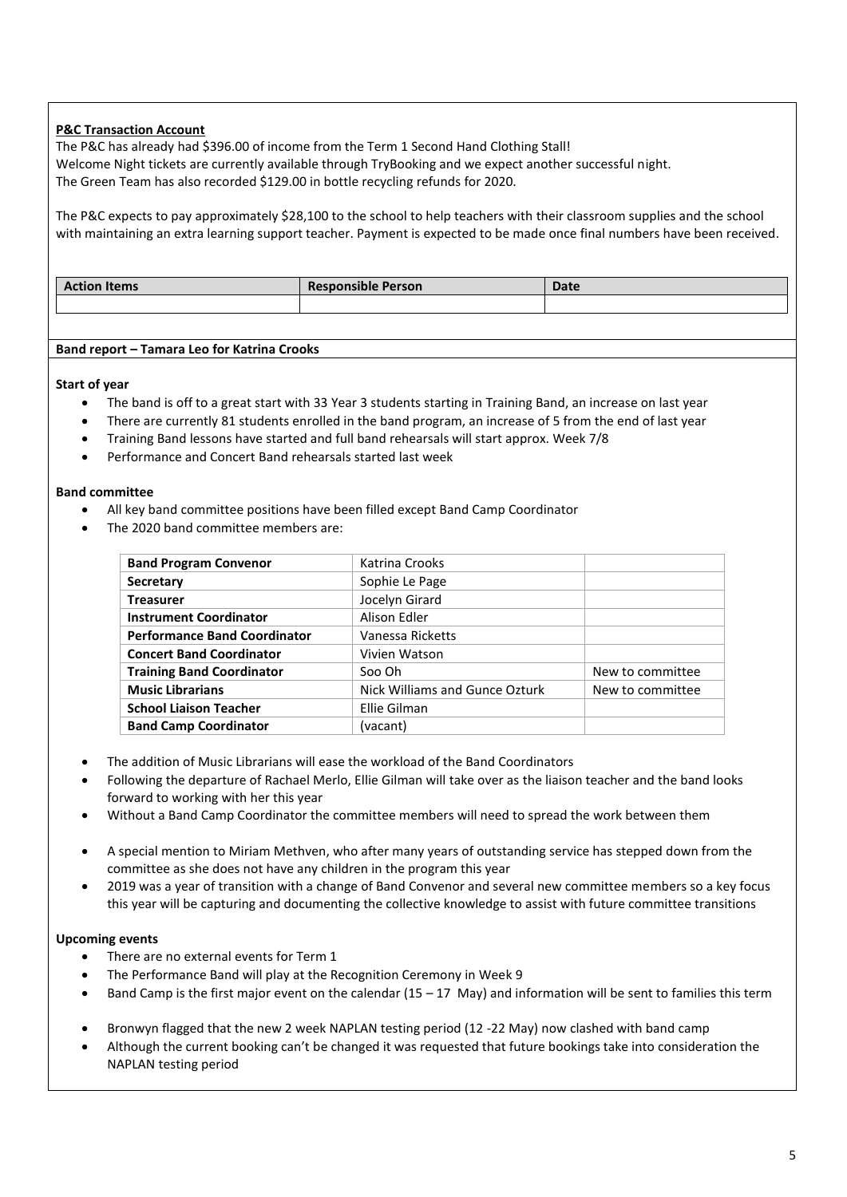**P&C Transaction Account**

The P&C has already had $396.00 of income from the Term 1 Second Hand Clothing Stall!
Welcome Night tickets are currently available through TryBooking and we expect another successful night.
The Green Team has also recorded $129.00 in bottle recycling refunds for 2020.

The P&C expects to pay approximately $28,100 to the school to help teachers with their classroom supplies and the school with maintaining an extra learning support teacher. Payment is expected to be made once final numbers have been received.

| Action Items | Responsible Person | Date |
|---|---|---|
| | | |

**Band report – Tamara Leo for Katrina Crooks**

**Start of year**

- The band is off to a great start with 33 Year 3 students starting in Training Band, an increase on last year
- There are currently 81 students enrolled in the band program, an increase of 5 from the end of last year
- Training Band lessons have started and full band rehearsals will start approx. Week 7/8
- Performance and Concert Band rehearsals started last week

**Band committee**

- All key band committee positions have been filled except Band Camp Coordinator
- The 2020 band committee members are:

| Band Program Convenor | Katrina Crooks | |
|---|---|---|
| **Secretary** | Sophie Le Page | |
| **Treasurer** | Jocelyn Girard | |
| **Instrument Coordinator** | Alison Edler | |
| **Performance Band Coordinator** | Vanessa Ricketts | |
| **Concert Band Coordinator** | Vivien Watson | |
| **Training Band Coordinator** | Soo Oh | New to committee |
| **Music Librarians** | Nick Williams and Gunce Ozturk | New to committee |
| **School Liaison Teacher** | Ellie Gilman | |
| **Band Camp Coordinator** | (vacant) | |

- The addition of Music Librarians will ease the workload of the Band Coordinators
- Following the departure of Rachael Merlo, Ellie Gilman will take over as the liaison teacher and the band looks forward to working with her this year
- Without a Band Camp Coordinator the committee members will need to spread the work between them

- A special mention to Miriam Methven, who after many years of outstanding service has stepped down from the committee as she does not have any children in the program this year
- 2019 was a year of transition with a change of Band Convenor and several new committee members so a key focus this year will be capturing and documenting the collective knowledge to assist with future committee transitions

**Upcoming events**

- There are no external events for Term 1
- The Performance Band will play at the Recognition Ceremony in Week 9
- Band Camp is the first major event on the calendar (15 – 17 May) and information will be sent to families this term

- Bronwyn flagged that the new 2 week NAPLAN testing period (12 -22 May) now clashed with band camp
- Although the current booking can't be changed it was requested that future bookings take into consideration the NAPLAN testing period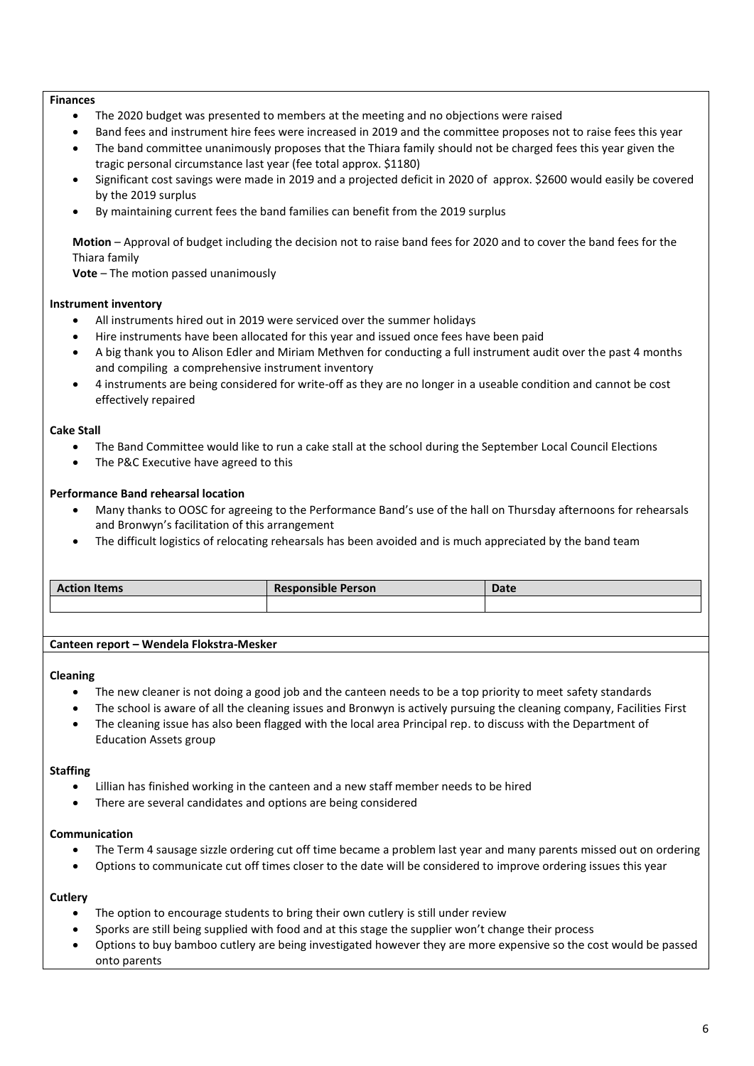**Finances**

- The 2020 budget was presented to members at the meeting and no objections were raised
- Band fees and instrument hire fees were increased in 2019 and the committee proposes not to raise fees this year
- The band committee unanimously proposes that the Thiara family should not be charged fees this year given the tragic personal circumstance last year (fee total approx. $1180)
- Significant cost savings were made in 2019 and a projected deficit in 2020 of approx. $2600 would easily be covered by the 2019 surplus
- By maintaining current fees the band families can benefit from the 2019 surplus

**Motion** – Approval of budget including the decision not to raise band fees for 2020 and to cover the band fees for the Thiara family

**Vote** – The motion passed unanimously

**Instrument inventory**

- All instruments hired out in 2019 were serviced over the summer holidays
- Hire instruments have been allocated for this year and issued once fees have been paid
- A big thank you to Alison Edler and Miriam Methven for conducting a full instrument audit over the past 4 months and compiling a comprehensive instrument inventory
- 4 instruments are being considered for write-off as they are no longer in a useable condition and cannot be cost effectively repaired

**Cake Stall**

- The Band Committee would like to run a cake stall at the school during the September Local Council Elections
- The P&C Executive have agreed to this

**Performance Band rehearsal location**

- Many thanks to OOSC for agreeing to the Performance Band's use of the hall on Thursday afternoons for rehearsals and Bronwyn's facilitation of this arrangement
- The difficult logistics of relocating rehearsals has been avoided and is much appreciated by the band team

| Action Items | Responsible Person | Date |
|---|---|---|
| | | |

**Canteen report – Wendela Flokstra-Mesker**

**Cleaning**

- The new cleaner is not doing a good job and the canteen needs to be a top priority to meet safety standards
- The school is aware of all the cleaning issues and Bronwyn is actively pursuing the cleaning company, Facilities First
- The cleaning issue has also been flagged with the local area Principal rep. to discuss with the Department of Education Assets group

**Staffing**

- Lillian has finished working in the canteen and a new staff member needs to be hired
- There are several candidates and options are being considered

**Communication**

- The Term 4 sausage sizzle ordering cut off time became a problem last year and many parents missed out on ordering
- Options to communicate cut off times closer to the date will be considered to improve ordering issues this year

**Cutlery**

- The option to encourage students to bring their own cutlery is still under review
- Sporks are still being supplied with food and at this stage the supplier won't change their process
- Options to buy bamboo cutlery are being investigated however they are more expensive so the cost would be passed onto parents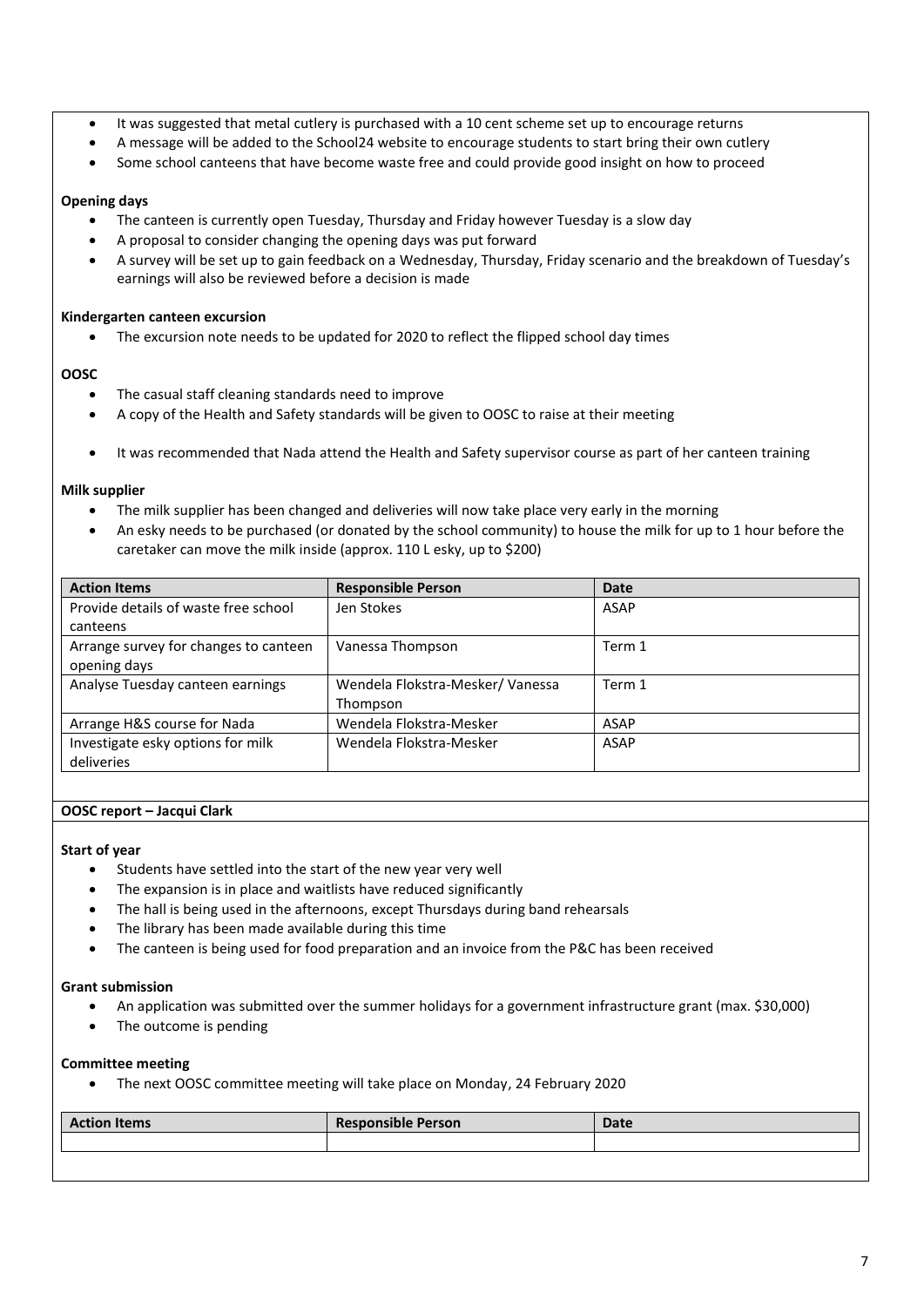- It was suggested that metal cutlery is purchased with a 10 cent scheme set up to encourage returns
- A message will be added to the School24 website to encourage students to start bring their own cutlery
- Some school canteens that have become waste free and could provide good insight on how to proceed

**Opening days**

- The canteen is currently open Tuesday, Thursday and Friday however Tuesday is a slow day
- A proposal to consider changing the opening days was put forward
- A survey will be set up to gain feedback on a Wednesday, Thursday, Friday scenario and the breakdown of Tuesday's earnings will also be reviewed before a decision is made

**Kindergarten canteen excursion**

- The excursion note needs to be updated for 2020 to reflect the flipped school day times

**OOSC**

- The casual staff cleaning standards need to improve
- A copy of the Health and Safety standards will be given to OOSC to raise at their meeting
- It was recommended that Nada attend the Health and Safety supervisor course as part of her canteen training

**Milk supplier**

- The milk supplier has been changed and deliveries will now take place very early in the morning
- An esky needs to be purchased (or donated by the school community) to house the milk for up to 1 hour before the caretaker can move the milk inside (approx. 110 L esky, up to $200)

| Action Items | Responsible Person | Date |
|---|---|---|
| Provide details of waste free school canteens | Jen Stokes | ASAP |
| Arrange survey for changes to canteen opening days | Vanessa Thompson | Term 1 |
| Analyse Tuesday canteen earnings | Wendela Flokstra-Mesker/ Vanessa Thompson | Term 1 |
| Arrange H&S course for Nada | Wendela Flokstra-Mesker | ASAP |
| Investigate esky options for milk deliveries | Wendela Flokstra-Mesker | ASAP |

**OOSC report – Jacqui Clark**

**Start of year**

- Students have settled into the start of the new year very well
- The expansion is in place and waitlists have reduced significantly
- The hall is being used in the afternoons, except Thursdays during band rehearsals
- The library has been made available during this time
- The canteen is being used for food preparation and an invoice from the P&C has been received

**Grant submission**

- An application was submitted over the summer holidays for a government infrastructure grant (max. $30,000)
- The outcome is pending

**Committee meeting**

- The next OOSC committee meeting will take place on Monday, 24 February 2020

| Action Items | Responsible Person | Date |
|---|---|---|
| | | |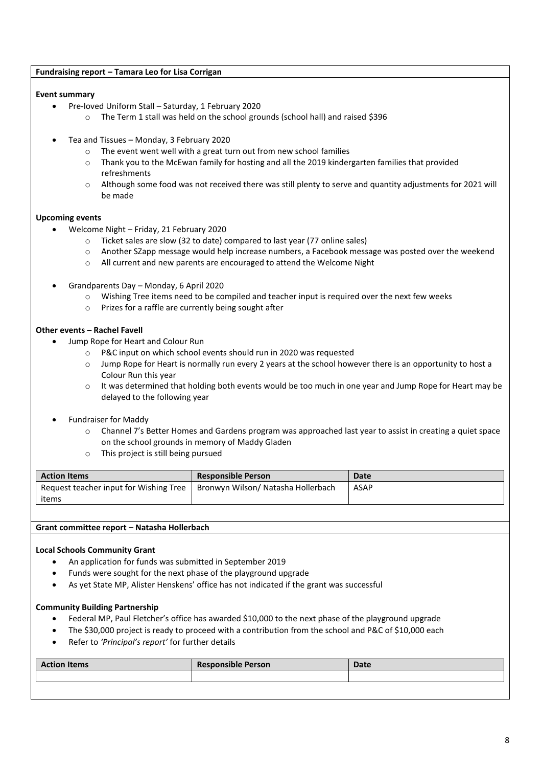## Fundraising report – Tamara Leo for Lisa Corrigan

**Event summary**

- Pre-loved Uniform Stall – Saturday, 1 February 2020
  - The Term 1 stall was held on the school grounds (school hall) and raised $396
- Tea and Tissues – Monday, 3 February 2020
  - The event went well with a great turn out from new school families
  - Thank you to the McEwan family for hosting and all the 2019 kindergarten families that provided refreshments
  - Although some food was not received there was still plenty to serve and quantity adjustments for 2021 will be made

**Upcoming events**

- Welcome Night – Friday, 21 February 2020
  - Ticket sales are slow (32 to date) compared to last year (77 online sales)
  - Another SZapp message would help increase numbers, a Facebook message was posted over the weekend
  - All current and new parents are encouraged to attend the Welcome Night
- Grandparents Day – Monday, 6 April 2020
  - Wishing Tree items need to be compiled and teacher input is required over the next few weeks
  - Prizes for a raffle are currently being sought after

**Other events – Rachel Favell**

- Jump Rope for Heart and Colour Run
  - P&C input on which school events should run in 2020 was requested
  - Jump Rope for Heart is normally run every 2 years at the school however there is an opportunity to host a Colour Run this year
  - It was determined that holding both events would be too much in one year and Jump Rope for Heart may be delayed to the following year
- Fundraiser for Maddy
  - Channel 7's Better Homes and Gardens program was approached last year to assist in creating a quiet space on the school grounds in memory of Maddy Gladen
  - This project is still being pursued

| Action Items | Responsible Person | Date |
|---|---|---|
| Request teacher input for Wishing Tree items | Bronwyn Wilson/ Natasha Hollerbach | ASAP |

## Grant committee report – Natasha Hollerbach

**Local Schools Community Grant**

- An application for funds was submitted in September 2019
- Funds were sought for the next phase of the playground upgrade
- As yet State MP, Alister Henskens' office has not indicated if the grant was successful

**Community Building Partnership**

- Federal MP, Paul Fletcher's office has awarded $10,000 to the next phase of the playground upgrade
- The $30,000 project is ready to proceed with a contribution from the school and P&C of $10,000 each
- Refer to *'Principal's report'* for further details

| Action Items | Responsible Person | Date |
|---|---|---|
| | | |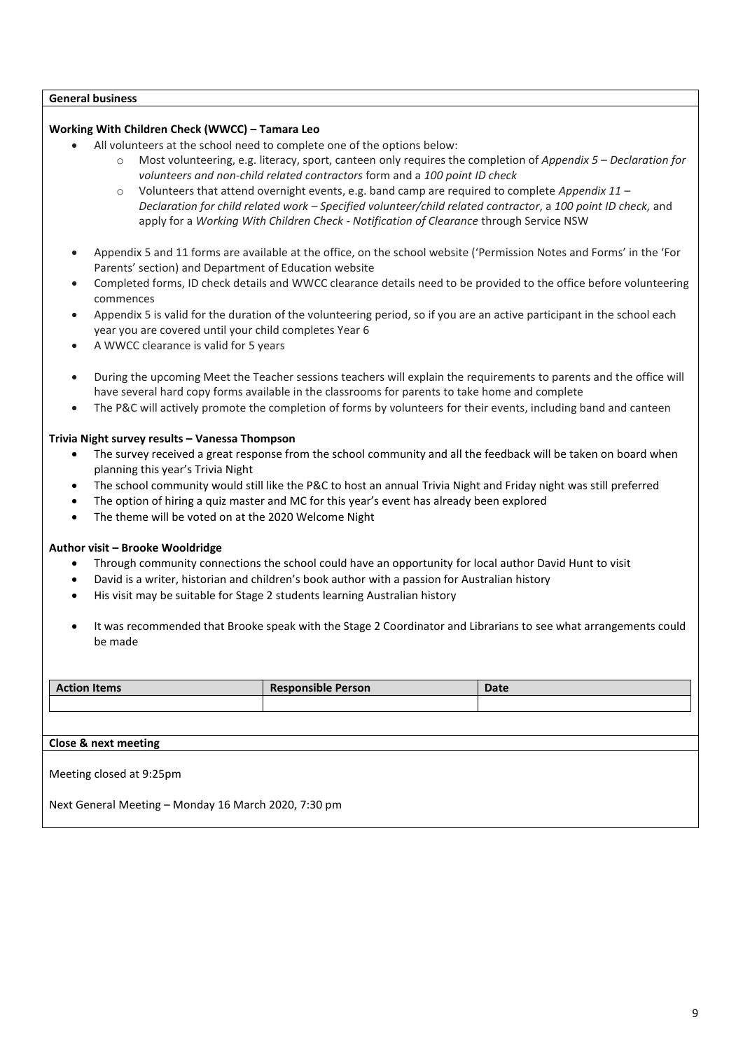**General business**

**Working With Children Check (WWCC) – Tamara Leo**

- All volunteers at the school need to complete one of the options below:
  - Most volunteering, e.g. literacy, sport, canteen only requires the completion of *Appendix 5 – Declaration for volunteers and non-child related contractors* form and a *100 point ID check*
  - Volunteers that attend overnight events, e.g. band camp are required to complete *Appendix 11 – Declaration for child related work – Specified volunteer/child related contractor*, a *100 point ID check,* and apply for a *Working With Children Check - Notification of Clearance* through Service NSW

- Appendix 5 and 11 forms are available at the office, on the school website ('Permission Notes and Forms' in the 'For Parents' section) and Department of Education website
- Completed forms, ID check details and WWCC clearance details need to be provided to the office before volunteering commences
- Appendix 5 is valid for the duration of the volunteering period, so if you are an active participant in the school each year you are covered until your child completes Year 6
- A WWCC clearance is valid for 5 years

- During the upcoming Meet the Teacher sessions teachers will explain the requirements to parents and the office will have several hard copy forms available in the classrooms for parents to take home and complete
- The P&C will actively promote the completion of forms by volunteers for their events, including band and canteen

**Trivia Night survey results – Vanessa Thompson**

- The survey received a great response from the school community and all the feedback will be taken on board when planning this year's Trivia Night
- The school community would still like the P&C to host an annual Trivia Night and Friday night was still preferred
- The option of hiring a quiz master and MC for this year's event has already been explored
- The theme will be voted on at the 2020 Welcome Night

**Author visit – Brooke Wooldridge**

- Through community connections the school could have an opportunity for local author David Hunt to visit
- David is a writer, historian and children's book author with a passion for Australian history
- His visit may be suitable for Stage 2 students learning Australian history

- It was recommended that Brooke speak with the Stage 2 Coordinator and Librarians to see what arrangements could be made

| Action Items | Responsible Person | Date |
|---|---|---|
| | | |

**Close & next meeting**

Meeting closed at 9:25pm

Next General Meeting – Monday 16 March 2020, 7:30 pm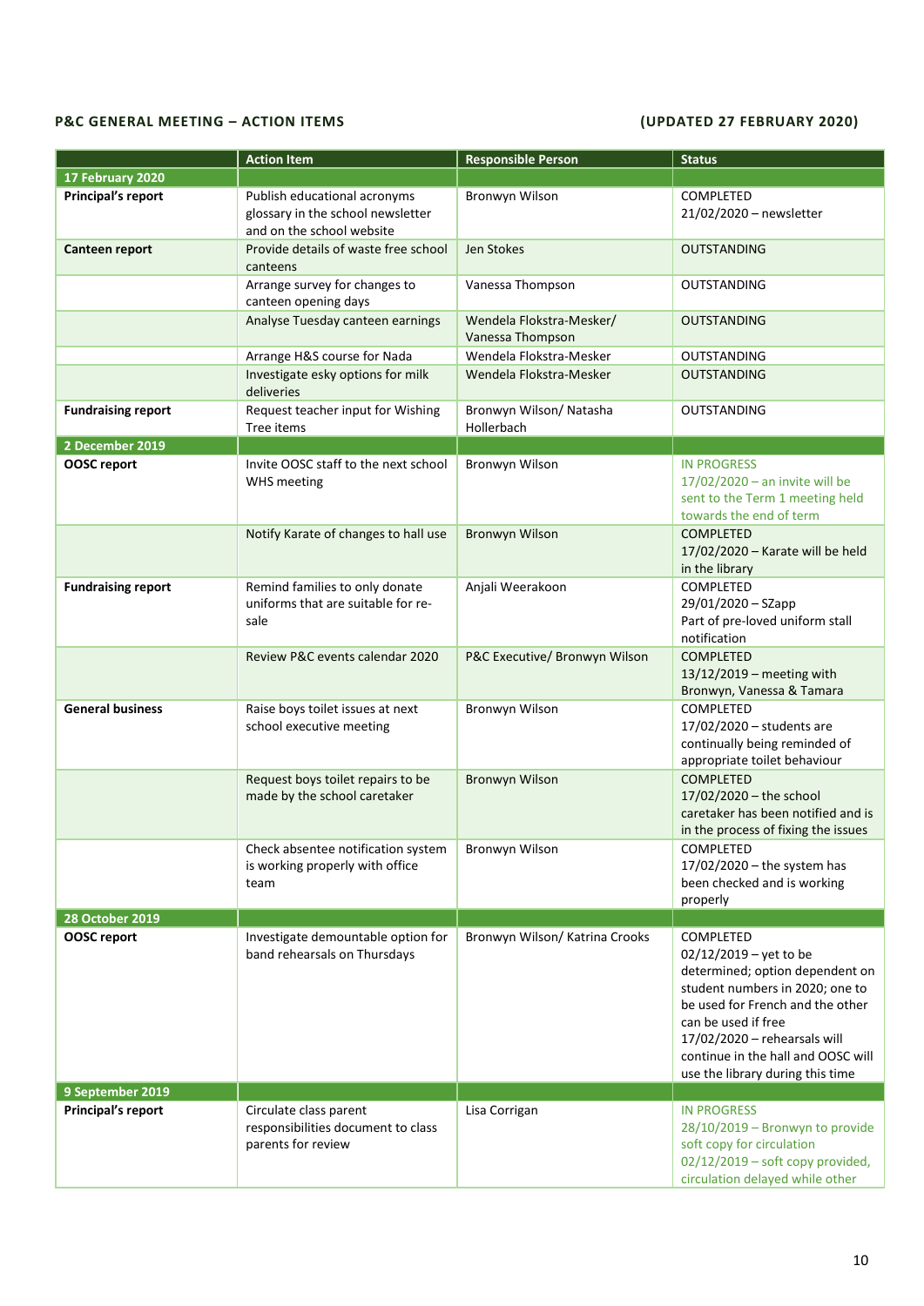**P&C GENERAL MEETING – ACTION ITEMS** **(UPDATED 27 FEBRUARY 2020)**

| | Action Item | Responsible Person | Status |
|---|---|---|---|
| **17 February 2020** | | | |
| **Principal's report** | Publish educational acronyms glossary in the school newsletter and on the school website | Bronwyn Wilson | COMPLETED<br>21/02/2020 – newsletter |
| **Canteen report** | Provide details of waste free school canteens | Jen Stokes | OUTSTANDING |
| | Arrange survey for changes to canteen opening days | Vanessa Thompson | OUTSTANDING |
| | Analyse Tuesday canteen earnings | Wendela Flokstra-Mesker/ Vanessa Thompson | OUTSTANDING |
| | Arrange H&S course for Nada | Wendela Flokstra-Mesker | OUTSTANDING |
| | Investigate esky options for milk deliveries | Wendela Flokstra-Mesker | OUTSTANDING |
| **Fundraising report** | Request teacher input for Wishing Tree items | Bronwyn Wilson/ Natasha Hollerbach | OUTSTANDING |
| **2 December 2019** | | | |
| **OOSC report** | Invite OOSC staff to the next school WHS meeting | Bronwyn Wilson | IN PROGRESS<br>17/02/2020 – an invite will be sent to the Term 1 meeting held towards the end of term |
| | Notify Karate of changes to hall use | Bronwyn Wilson | COMPLETED<br>17/02/2020 – Karate will be held in the library |
| **Fundraising report** | Remind families to only donate uniforms that are suitable for re-sale | Anjali Weerakoon | COMPLETED<br>29/01/2020 – SZapp<br>Part of pre-loved uniform stall notification |
| | Review P&C events calendar 2020 | P&C Executive/ Bronwyn Wilson | COMPLETED<br>13/12/2019 – meeting with Bronwyn, Vanessa & Tamara |
| **General business** | Raise boys toilet issues at next school executive meeting | Bronwyn Wilson | COMPLETED<br>17/02/2020 – students are continually being reminded of appropriate toilet behaviour |
| | Request boys toilet repairs to be made by the school caretaker | Bronwyn Wilson | COMPLETED<br>17/02/2020 – the school caretaker has been notified and is in the process of fixing the issues |
| | Check absentee notification system is working properly with office team | Bronwyn Wilson | COMPLETED<br>17/02/2020 – the system has been checked and is working properly |
| **28 October 2019** | | | |
| **OOSC report** | Investigate demountable option for band rehearsals on Thursdays | Bronwyn Wilson/ Katrina Crooks | COMPLETED<br>02/12/2019 – yet to be determined; option dependent on student numbers in 2020; one to be used for French and the other can be used if free<br>17/02/2020 – rehearsals will continue in the hall and OOSC will use the library during this time |
| **9 September 2019** | | | |
| **Principal's report** | Circulate class parent responsibilities document to class parents for review | Lisa Corrigan | IN PROGRESS<br>28/10/2019 – Bronwyn to provide soft copy for circulation<br>02/12/2019 – soft copy provided, circulation delayed while other |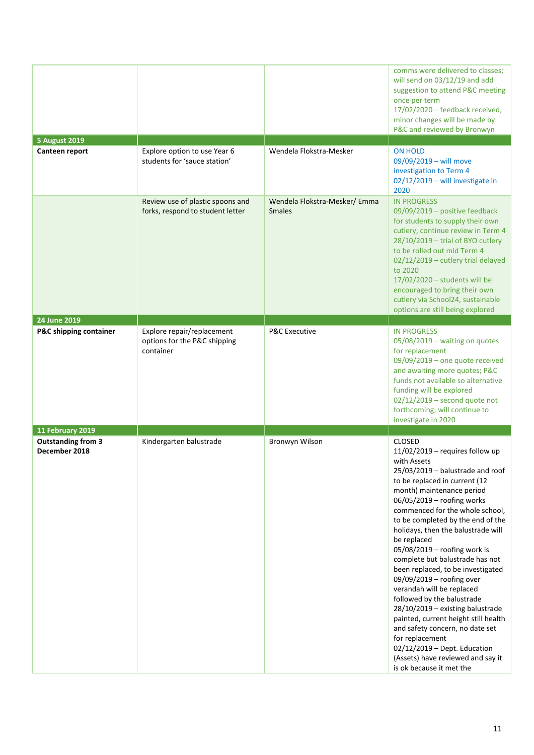| | | | |
|---|---|---|---|
| | | | comms were delivered to classes; will send on 03/12/19 and add suggestion to attend P&C meeting once per term<br>17/02/2020 – feedback received, minor changes will be made by P&C and reviewed by Bronwyn |
| **5 August 2019** | | | |
| **Canteen report** | Explore option to use Year 6 students for 'sauce station' | Wendela Flokstra-Mesker | ON HOLD<br>09/09/2019 – will move investigation to Term 4<br>02/12/2019 – will investigate in 2020 |
| | Review use of plastic spoons and forks, respond to student letter | Wendela Flokstra-Mesker/ Emma Smales | IN PROGRESS<br>09/09/2019 – positive feedback for students to supply their own cutlery, continue review in Term 4<br>28/10/2019 – trial of BYO cutlery to be rolled out mid Term 4<br>02/12/2019 – cutlery trial delayed to 2020<br>17/02/2020 – students will be encouraged to bring their own cutlery via School24, sustainable options are still being explored |
| **24 June 2019** | | | |
| **P&C shipping container** | Explore repair/replacement options for the P&C shipping container | P&C Executive | IN PROGRESS<br>05/08/2019 – waiting on quotes for replacement<br>09/09/2019 – one quote received and awaiting more quotes; P&C funds not available so alternative funding will be explored<br>02/12/2019 – second quote not forthcoming; will continue to investigate in 2020 |
| **11 February 2019** | | | |
| **Outstanding from 3 December 2018** | Kindergarten balustrade | Bronwyn Wilson | CLOSED<br>11/02/2019 – requires follow up with Assets<br>25/03/2019 – balustrade and roof to be replaced in current (12 month) maintenance period<br>06/05/2019 – roofing works commenced for the whole school, to be completed by the end of the holidays, then the balustrade will be replaced<br>05/08/2019 – roofing work is complete but balustrade has not been replaced, to be investigated<br>09/09/2019 – roofing over verandah will be replaced followed by the balustrade<br>28/10/2019 – existing balustrade painted, current height still health and safety concern, no date set for replacement<br>02/12/2019 – Dept. Education (Assets) have reviewed and say it is ok because it met the |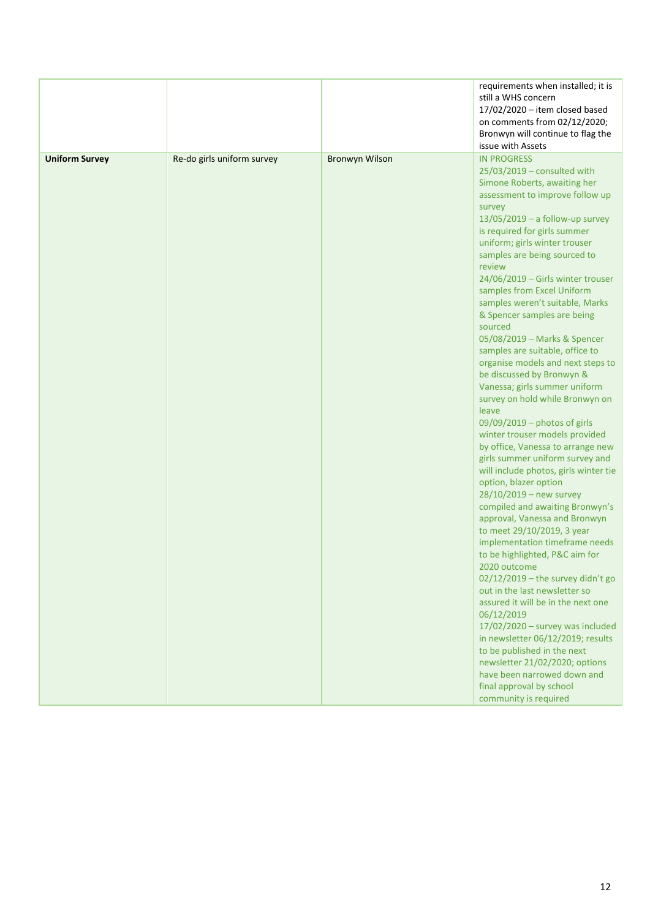| | | | |
|---|---|---|---|
| | | | requirements when installed; it is still a WHS concern<br>17/02/2020 – item closed based on comments from 02/12/2020; Bronwyn will continue to flag the issue with Assets |
| **Uniform Survey** | Re-do girls uniform survey | Bronwyn Wilson | IN PROGRESS<br>25/03/2019 – consulted with Simone Roberts, awaiting her assessment to improve follow up survey<br>13/05/2019 – a follow-up survey is required for girls summer uniform; girls winter trouser samples are being sourced to review<br>24/06/2019 – Girls winter trouser samples from Excel Uniform samples weren't suitable, Marks & Spencer samples are being sourced<br>05/08/2019 – Marks & Spencer samples are suitable, office to organise models and next steps to be discussed by Bronwyn & Vanessa; girls summer uniform survey on hold while Bronwyn on leave<br>09/09/2019 – photos of girls winter trouser models provided by office, Vanessa to arrange new girls summer uniform survey and will include photos, girls winter tie option, blazer option<br>28/10/2019 – new survey compiled and awaiting Bronwyn's approval, Vanessa and Bronwyn to meet 29/10/2019, 3 year implementation timeframe needs to be highlighted, P&C aim for 2020 outcome<br>02/12/2019 – the survey didn't go out in the last newsletter so assured it will be in the next one 06/12/2019<br>17/02/2020 – survey was included in newsletter 06/12/2019; results to be published in the next newsletter 21/02/2020; options have been narrowed down and final approval by school community is required |